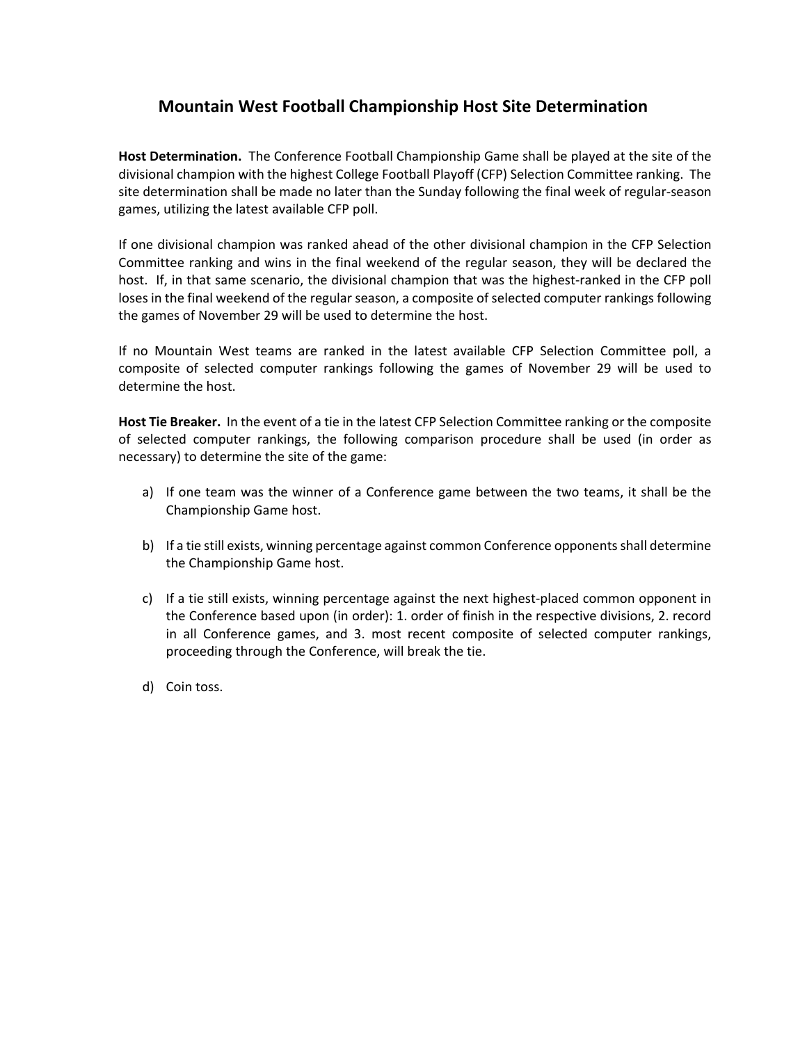# Mountain West Football Championship Host Site Determination

**Host Determination.** The Conference Football Championship Game shall be played at the site of the divisional champion with the highest College Football Playoff (CFP) Selection Committee ranking. The site determination shall be made no later than the Sunday following the final week of regular-season games, utilizing the latest available CFP poll.

If one divisional champion was ranked ahead of the other divisional champion in the CFP Selection Committee ranking and wins in the final weekend of the regular season, they will be declared the host. If, in that same scenario, the divisional champion that was the highest-ranked in the CFP poll loses in the final weekend of the regular season, a composite of selected computer rankings following the games of November 29 will be used to determine the host.

If no Mountain West teams are ranked in the latest available CFP Selection Committee poll, a composite of selected computer rankings following the games of November 29 will be used to determine the host.

**Host Tie Breaker.** In the event of a tie in the latest CFP Selection Committee ranking or the composite of selected computer rankings, the following comparison procedure shall be used (in order as necessary) to determine the site of the game:

a) If one team was the winner of a Conference game between the two teams, it shall be the Championship Game host.

b) If a tie still exists, winning percentage against common Conference opponents shall determine the Championship Game host.

c) If a tie still exists, winning percentage against the next highest-placed common opponent in the Conference based upon (in order): 1. order of finish in the respective divisions, 2. record in all Conference games, and 3. most recent composite of selected computer rankings, proceeding through the Conference, will break the tie.

d) Coin toss.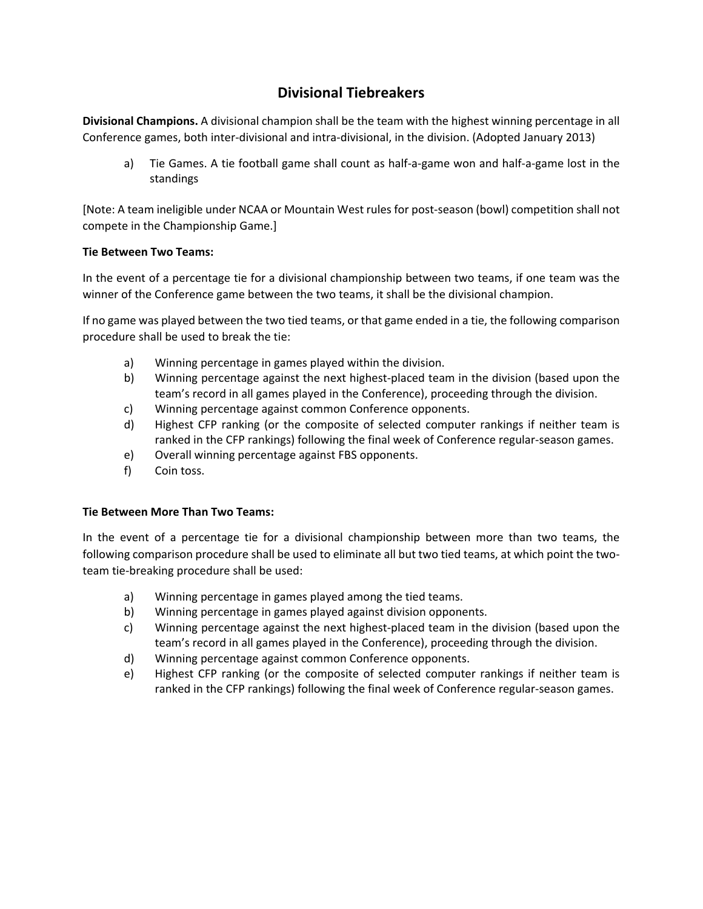# Divisional Tiebreakers

**Divisional Champions.** A divisional champion shall be the team with the highest winning percentage in all Conference games, both inter-divisional and intra-divisional, in the division. (Adopted January 2013)

a) Tie Games. A tie football game shall count as half-a-game won and half-a-game lost in the standings

[Note: A team ineligible under NCAA or Mountain West rules for post-season (bowl) competition shall not compete in the Championship Game.]

**Tie Between Two Teams:**

In the event of a percentage tie for a divisional championship between two teams, if one team was the winner of the Conference game between the two teams, it shall be the divisional champion.

If no game was played between the two tied teams, or that game ended in a tie, the following comparison procedure shall be used to break the tie:

a) Winning percentage in games played within the division.
b) Winning percentage against the next highest-placed team in the division (based upon the team's record in all games played in the Conference), proceeding through the division.
c) Winning percentage against common Conference opponents.
d) Highest CFP ranking (or the composite of selected computer rankings if neither team is ranked in the CFP rankings) following the final week of Conference regular-season games.
e) Overall winning percentage against FBS opponents.
f) Coin toss.

**Tie Between More Than Two Teams:**

In the event of a percentage tie for a divisional championship between more than two teams, the following comparison procedure shall be used to eliminate all but two tied teams, at which point the two-team tie-breaking procedure shall be used:

a) Winning percentage in games played among the tied teams.
b) Winning percentage in games played against division opponents.
c) Winning percentage against the next highest-placed team in the division (based upon the team's record in all games played in the Conference), proceeding through the division.
d) Winning percentage against common Conference opponents.
e) Highest CFP ranking (or the composite of selected computer rankings if neither team is ranked in the CFP rankings) following the final week of Conference regular-season games.